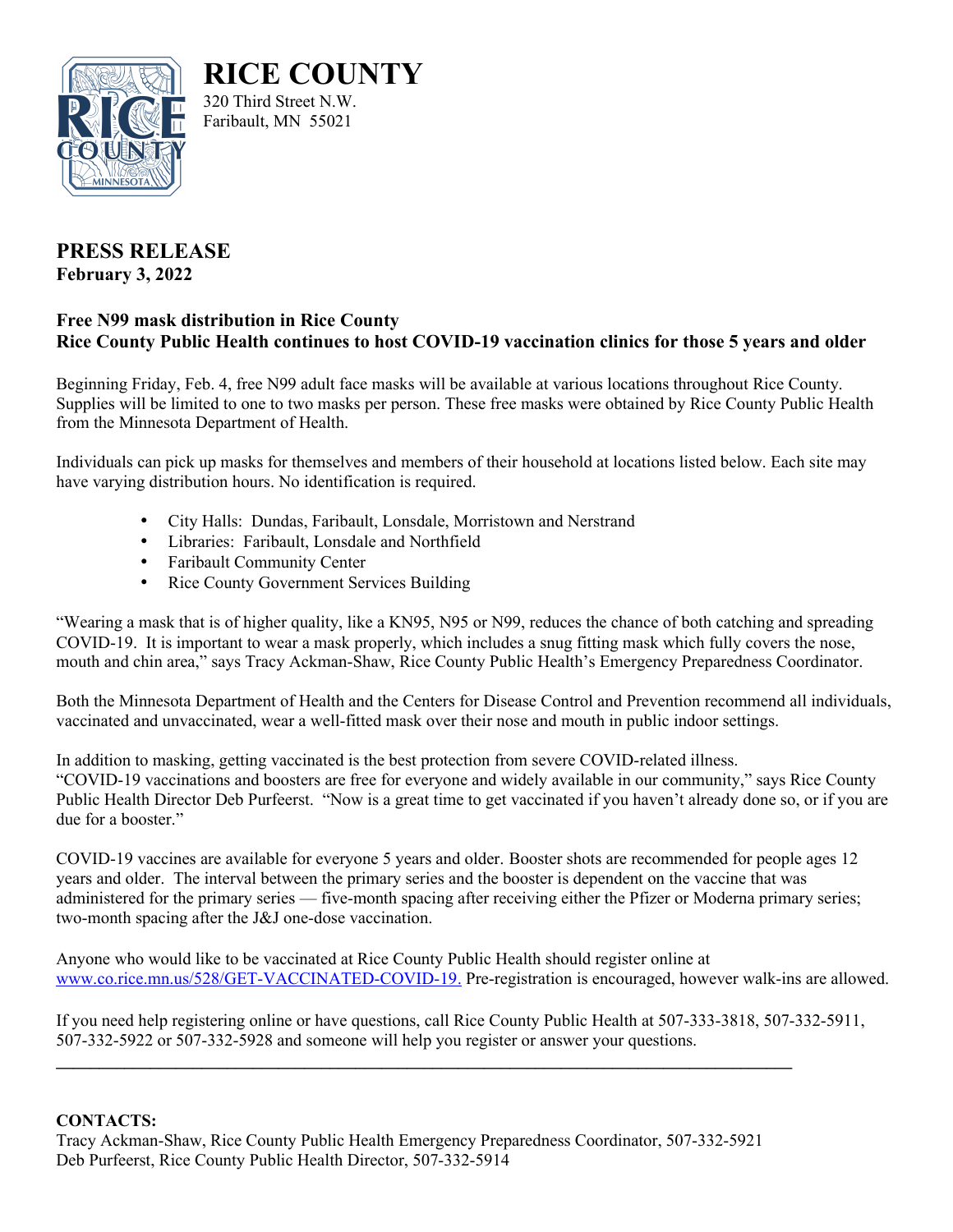# RICE COUNTY

320 Third Street N.W.
Faribault, MN 55021

## PRESS RELEASE

**February 3, 2022**

### Free N99 mask distribution in Rice County
### Rice County Public Health continues to host COVID-19 vaccination clinics for those 5 years and older

Beginning Friday, Feb. 4, free N99 adult face masks will be available at various locations throughout Rice County. Supplies will be limited to one to two masks per person. These free masks were obtained by Rice County Public Health from the Minnesota Department of Health.

Individuals can pick up masks for themselves and members of their household at locations listed below. Each site may have varying distribution hours. No identification is required.

- City Halls: Dundas, Faribault, Lonsdale, Morristown and Nerstrand
- Libraries: Faribault, Lonsdale and Northfield
- Faribault Community Center
- Rice County Government Services Building

"Wearing a mask that is of higher quality, like a KN95, N95 or N99, reduces the chance of both catching and spreading COVID-19. It is important to wear a mask properly, which includes a snug fitting mask which fully covers the nose, mouth and chin area," says Tracy Ackman-Shaw, Rice County Public Health's Emergency Preparedness Coordinator.

Both the Minnesota Department of Health and the Centers for Disease Control and Prevention recommend all individuals, vaccinated and unvaccinated, wear a well-fitted mask over their nose and mouth in public indoor settings.

In addition to masking, getting vaccinated is the best protection from severe COVID-related illness. "COVID-19 vaccinations and boosters are free for everyone and widely available in our community," says Rice County Public Health Director Deb Purfeerst. "Now is a great time to get vaccinated if you haven't already done so, or if you are due for a booster."

COVID-19 vaccines are available for everyone 5 years and older. Booster shots are recommended for people ages 12 years and older. The interval between the primary series and the booster is dependent on the vaccine that was administered for the primary series — five-month spacing after receiving either the Pfizer or Moderna primary series; two-month spacing after the J&J one-dose vaccination.

Anyone who would like to be vaccinated at Rice County Public Health should register online at [www.co.rice.mn.us/528/GET-VACCINATED-COVID-19.](www.co.rice.mn.us/528/GET-VACCINATED-COVID-19) Pre-registration is encouraged, however walk-ins are allowed.

If you need help registering online or have questions, call Rice County Public Health at 507-333-3818, 507-332-5911, 507-332-5922 or 507-332-5928 and someone will help you register or answer your questions.

---

**CONTACTS:**
Tracy Ackman-Shaw, Rice County Public Health Emergency Preparedness Coordinator, 507-332-5921
Deb Purfeerst, Rice County Public Health Director, 507-332-5914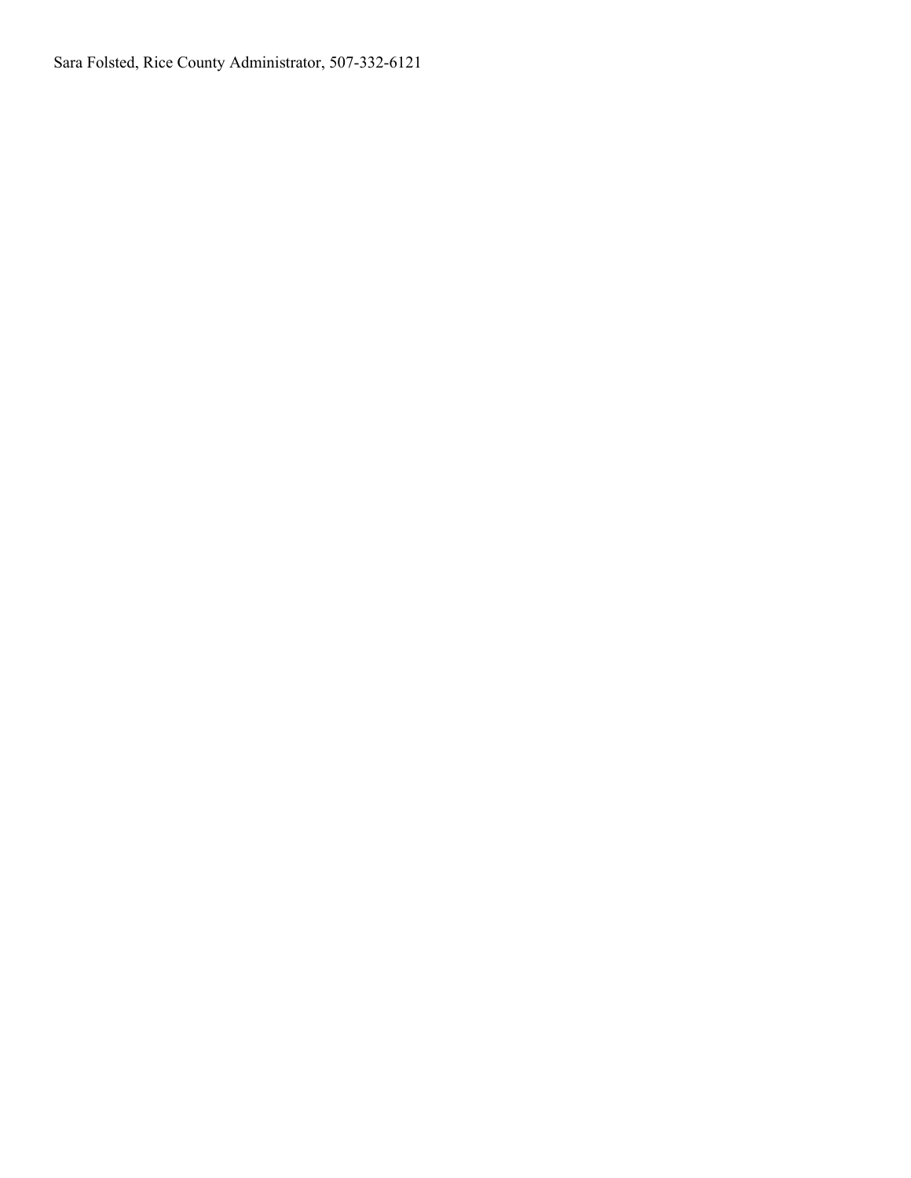Sara Folsted, Rice County Administrator, 507-332-6121